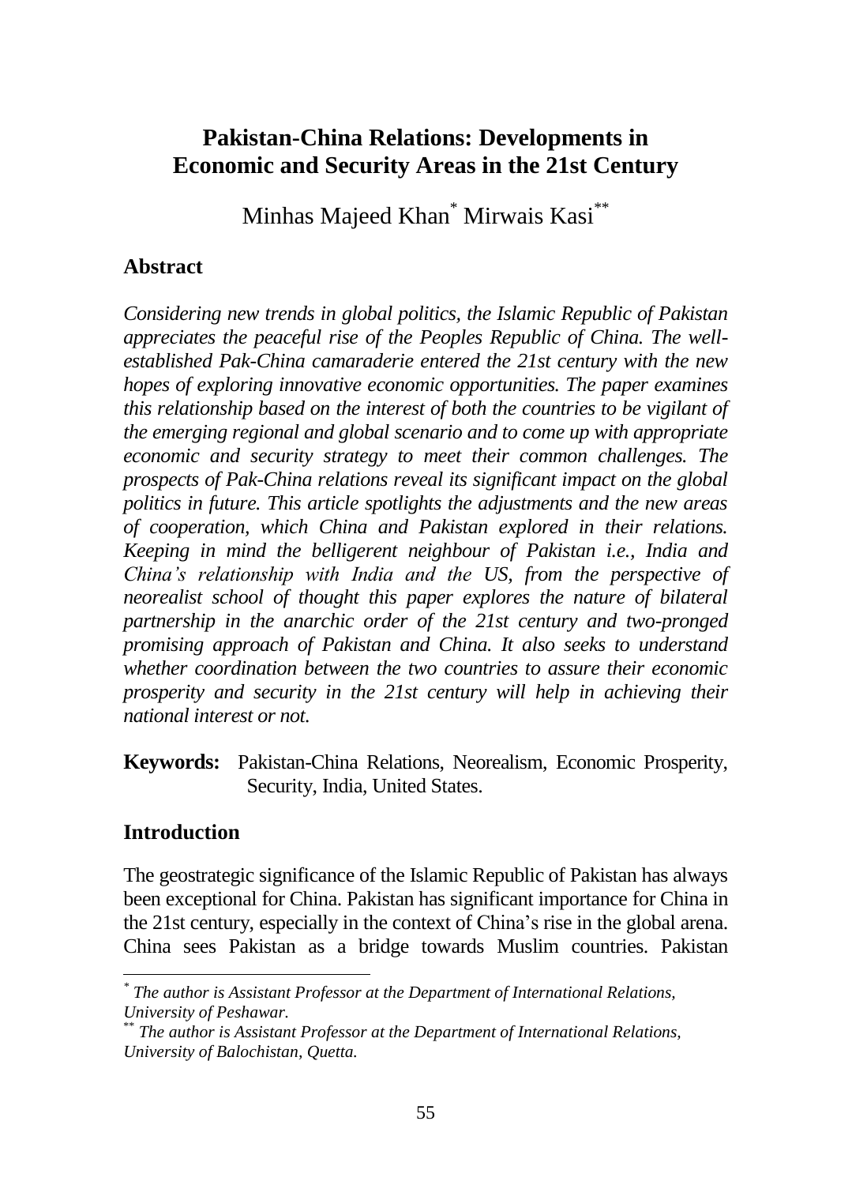# Pakistan-China Relations: Developments in Economic and Security Areas in the 21st Century

Minhas Majeed Khan[*] Mirwais Kasi[**]

## Abstract

*Considering new trends in global politics, the Islamic Republic of Pakistan appreciates the peaceful rise of the Peoples Republic of China. The well-established Pak-China camaraderie entered the 21st century with the new hopes of exploring innovative economic opportunities. The paper examines this relationship based on the interest of both the countries to be vigilant of the emerging regional and global scenario and to come up with appropriate economic and security strategy to meet their common challenges. The prospects of Pak-China relations reveal its significant impact on the global politics in future. This article spotlights the adjustments and the new areas of cooperation, which China and Pakistan explored in their relations. Keeping in mind the belligerent neighbour of Pakistan i.e., India and China's relationship with India and the US, from the perspective of neorealist school of thought this paper explores the nature of bilateral partnership in the anarchic order of the 21st century and two-pronged promising approach of Pakistan and China. It also seeks to understand whether coordination between the two countries to assure their economic prosperity and security in the 21st century will help in achieving their national interest or not.*

**Keywords:** Pakistan-China Relations, Neorealism, Economic Prosperity, Security, India, United States.

## Introduction

The geostrategic significance of the Islamic Republic of Pakistan has always been exceptional for China. Pakistan has significant importance for China in the 21st century, especially in the context of China's rise in the global arena. China sees Pakistan as a bridge towards Muslim countries. Pakistan

[*] *The author is Assistant Professor at the Department of International Relations, University of Peshawar.*

[**] *The author is Assistant Professor at the Department of International Relations, University of Balochistan, Quetta.*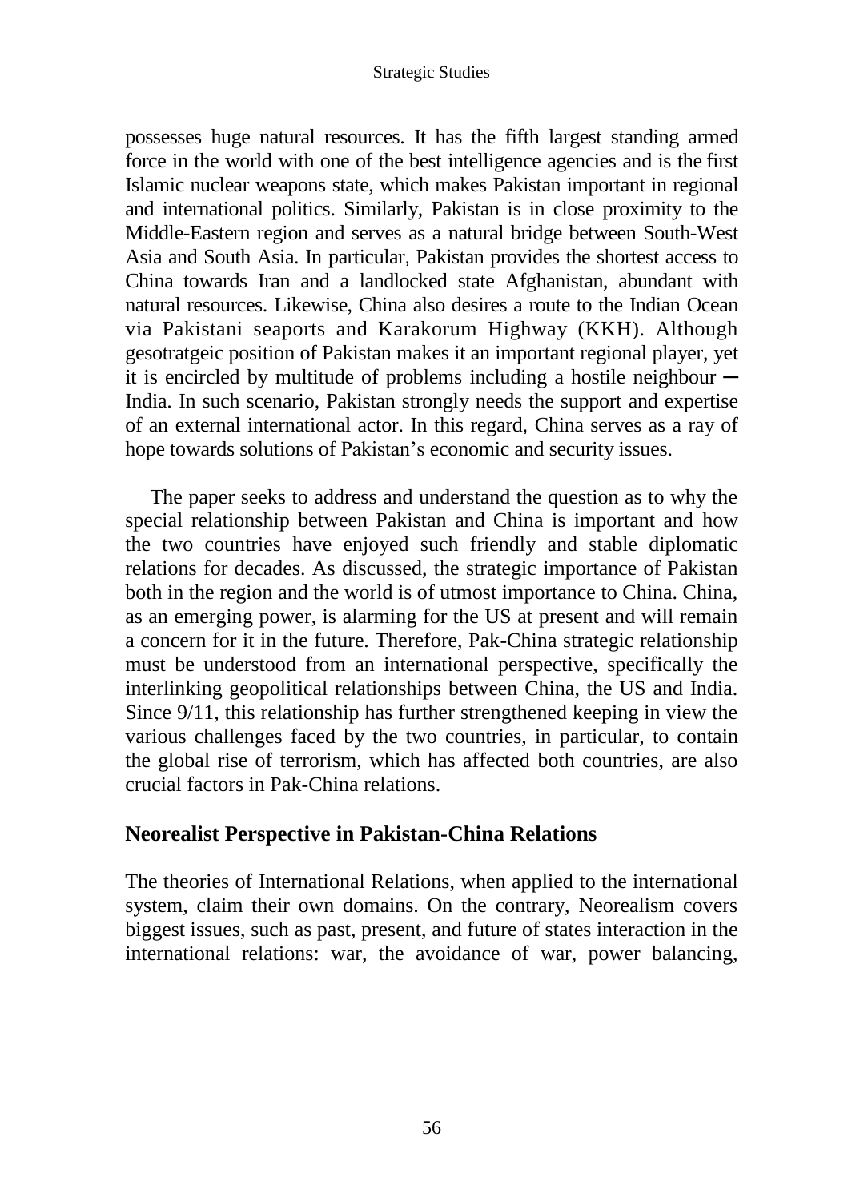possesses huge natural resources. It has the fifth largest standing armed force in the world with one of the best intelligence agencies and is the first Islamic nuclear weapons state, which makes Pakistan important in regional and international politics. Similarly, Pakistan is in close proximity to the Middle-Eastern region and serves as a natural bridge between South-West Asia and South Asia. In particular, Pakistan provides the shortest access to China towards Iran and a landlocked state Afghanistan, abundant with natural resources. Likewise, China also desires a route to the Indian Ocean via Pakistani seaports and Karakorum Highway (KKH). Although gesotratgeic position of Pakistan makes it an important regional player, yet it is encircled by multitude of problems including a hostile neighbour ─ India. In such scenario, Pakistan strongly needs the support and expertise of an external international actor. In this regard, China serves as a ray of hope towards solutions of Pakistan's economic and security issues.

The paper seeks to address and understand the question as to why the special relationship between Pakistan and China is important and how the two countries have enjoyed such friendly and stable diplomatic relations for decades. As discussed, the strategic importance of Pakistan both in the region and the world is of utmost importance to China. China, as an emerging power, is alarming for the US at present and will remain a concern for it in the future. Therefore, Pak-China strategic relationship must be understood from an international perspective, specifically the interlinking geopolitical relationships between China, the US and India. Since 9/11, this relationship has further strengthened keeping in view the various challenges faced by the two countries, in particular, to contain the global rise of terrorism, which has affected both countries, are also crucial factors in Pak-China relations.

## Neorealist Perspective in Pakistan-China Relations

The theories of International Relations, when applied to the international system, claim their own domains. On the contrary, Neorealism covers biggest issues, such as past, present, and future of states interaction in the international relations: war, the avoidance of war, power balancing,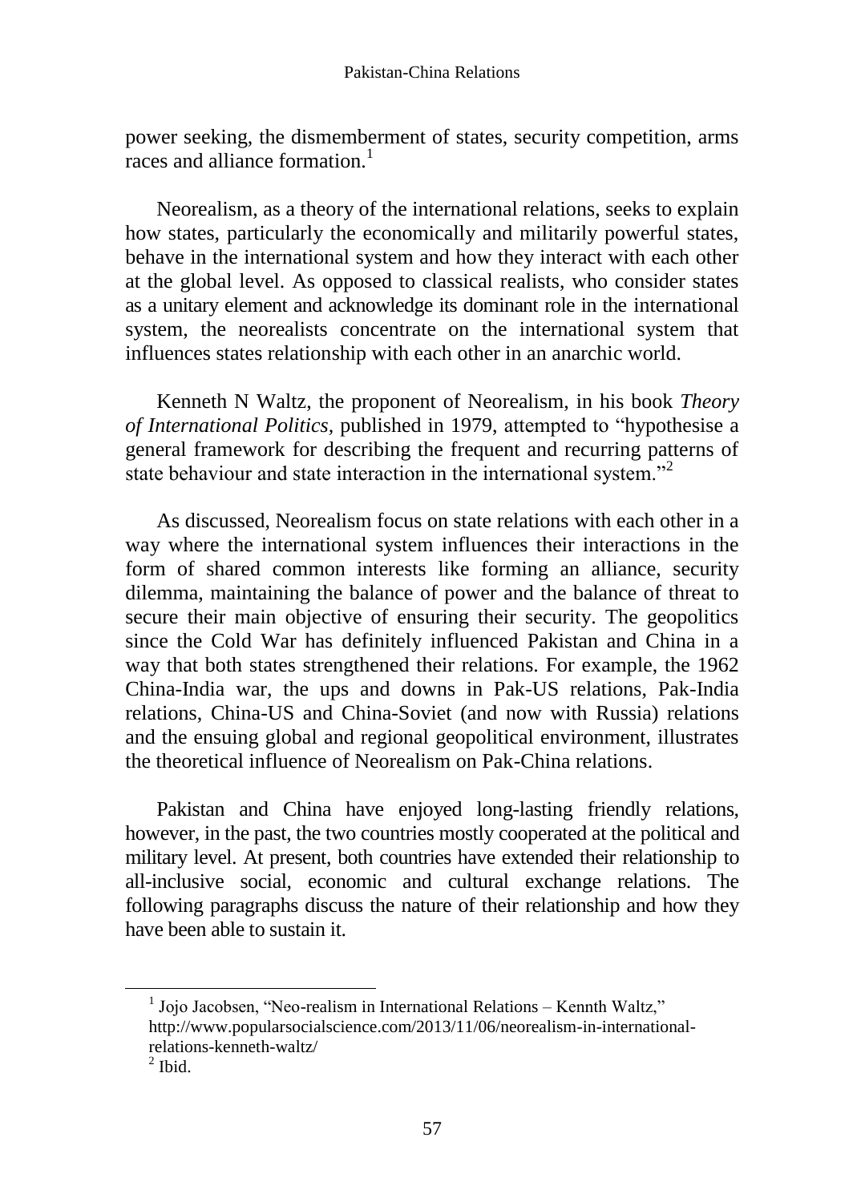power seeking, the dismemberment of states, security competition, arms races and alliance formation.[1]

Neorealism, as a theory of the international relations, seeks to explain how states, particularly the economically and militarily powerful states, behave in the international system and how they interact with each other at the global level. As opposed to classical realists, who consider states as a unitary element and acknowledge its dominant role in the international system, the neorealists concentrate on the international system that influences states relationship with each other in an anarchic world.

Kenneth N Waltz, the proponent of Neorealism, in his book *Theory of International Politics*, published in 1979, attempted to "hypothesise a general framework for describing the frequent and recurring patterns of state behaviour and state interaction in the international system."[2]

As discussed, Neorealism focus on state relations with each other in a way where the international system influences their interactions in the form of shared common interests like forming an alliance, security dilemma, maintaining the balance of power and the balance of threat to secure their main objective of ensuring their security. The geopolitics since the Cold War has definitely influenced Pakistan and China in a way that both states strengthened their relations. For example, the 1962 China-India war, the ups and downs in Pak-US relations, Pak-India relations, China-US and China-Soviet (and now with Russia) relations and the ensuing global and regional geopolitical environment, illustrates the theoretical influence of Neorealism on Pak-China relations.

Pakistan and China have enjoyed long-lasting friendly relations, however, in the past, the two countries mostly cooperated at the political and military level. At present, both countries have extended their relationship to all-inclusive social, economic and cultural exchange relations. The following paragraphs discuss the nature of their relationship and how they have been able to sustain it.

---

[1] Jojo Jacobsen, "Neo-realism in International Relations – Kennth Waltz," http://www.popularsocialscience.com/2013/11/06/neorealism-in-international-relations-kenneth-waltz/

[2] Ibid.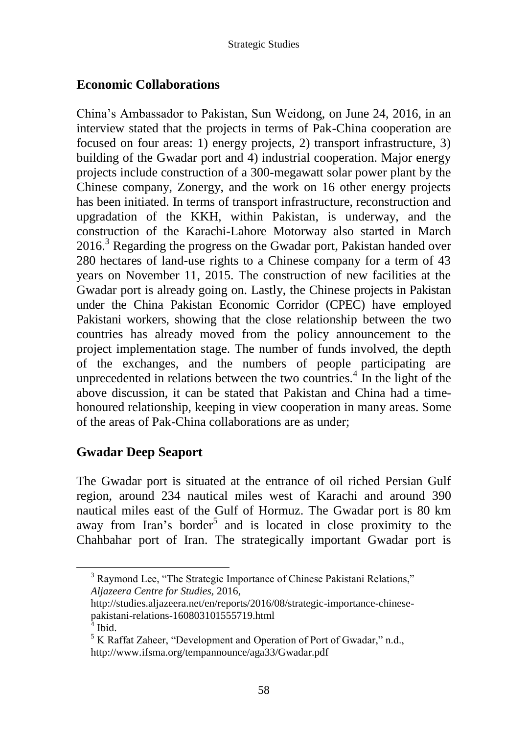## Economic Collaborations

China's Ambassador to Pakistan, Sun Weidong, on June 24, 2016, in an interview stated that the projects in terms of Pak-China cooperation are focused on four areas: 1) energy projects, 2) transport infrastructure, 3) building of the Gwadar port and 4) industrial cooperation. Major energy projects include construction of a 300-megawatt solar power plant by the Chinese company, Zonergy, and the work on 16 other energy projects has been initiated. In terms of transport infrastructure, reconstruction and upgradation of the KKH, within Pakistan, is underway, and the construction of the Karachi-Lahore Motorway also started in March 2016.[3] Regarding the progress on the Gwadar port, Pakistan handed over 280 hectares of land-use rights to a Chinese company for a term of 43 years on November 11, 2015. The construction of new facilities at the Gwadar port is already going on. Lastly, the Chinese projects in Pakistan under the China Pakistan Economic Corridor (CPEC) have employed Pakistani workers, showing that the close relationship between the two countries has already moved from the policy announcement to the project implementation stage. The number of funds involved, the depth of the exchanges, and the numbers of people participating are unprecedented in relations between the two countries.[4] In the light of the above discussion, it can be stated that Pakistan and China had a time-honoured relationship, keeping in view cooperation in many areas. Some of the areas of Pak-China collaborations are as under;

## Gwadar Deep Seaport

The Gwadar port is situated at the entrance of oil riched Persian Gulf region, around 234 nautical miles west of Karachi and around 390 nautical miles east of the Gulf of Hormuz. The Gwadar port is 80 km away from Iran's border[5] and is located in close proximity to the Chahbahar port of Iran. The strategically important Gwadar port is

---

[3] Raymond Lee, "The Strategic Importance of Chinese Pakistani Relations," *Aljazeera Centre for Studies*, 2016, http://studies.aljazeera.net/en/reports/2016/08/strategic-importance-chinese-pakistani-relations-160803101555719.html

[4] Ibid.

[5] K Raffat Zaheer, "Development and Operation of Port of Gwadar," n.d., http://www.ifsma.org/tempannounce/aga33/Gwadar.pdf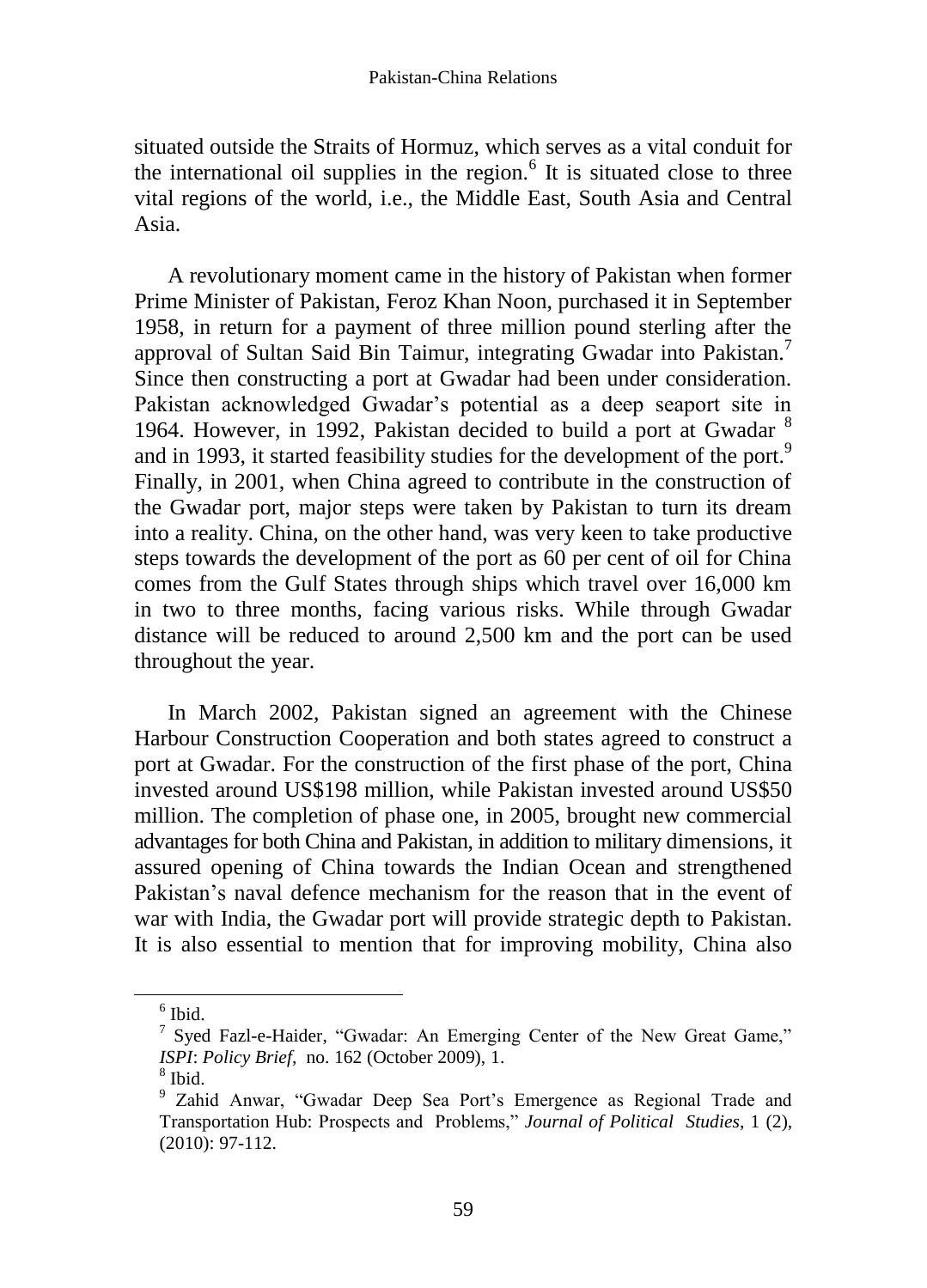situated outside the Straits of Hormuz, which serves as a vital conduit for the international oil supplies in the region.[6] It is situated close to three vital regions of the world, i.e., the Middle East, South Asia and Central Asia.

A revolutionary moment came in the history of Pakistan when former Prime Minister of Pakistan, Feroz Khan Noon, purchased it in September 1958, in return for a payment of three million pound sterling after the approval of Sultan Said Bin Taimur, integrating Gwadar into Pakistan.[7] Since then constructing a port at Gwadar had been under consideration. Pakistan acknowledged Gwadar's potential as a deep seaport site in 1964. However, in 1992, Pakistan decided to build a port at Gwadar [8] and in 1993, it started feasibility studies for the development of the port.[9] Finally, in 2001, when China agreed to contribute in the construction of the Gwadar port, major steps were taken by Pakistan to turn its dream into a reality. China, on the other hand, was very keen to take productive steps towards the development of the port as 60 per cent of oil for China comes from the Gulf States through ships which travel over 16,000 km in two to three months, facing various risks. While through Gwadar distance will be reduced to around 2,500 km and the port can be used throughout the year.

In March 2002, Pakistan signed an agreement with the Chinese Harbour Construction Cooperation and both states agreed to construct a port at Gwadar. For the construction of the first phase of the port, China invested around US$198 million, while Pakistan invested around US$50 million. The completion of phase one, in 2005, brought new commercial advantages for both China and Pakistan, in addition to military dimensions, it assured opening of China towards the Indian Ocean and strengthened Pakistan's naval defence mechanism for the reason that in the event of war with India, the Gwadar port will provide strategic depth to Pakistan. It is also essential to mention that for improving mobility, China also

---

[6] Ibid.

[7] Syed Fazl-e-Haider, "Gwadar: An Emerging Center of the New Great Game," *ISPI*: *Policy Brief*, no. 162 (October 2009), 1.

[8] Ibid.

[9] Zahid Anwar, "Gwadar Deep Sea Port's Emergence as Regional Trade and Transportation Hub: Prospects and Problems," *Journal of Political Studies*, 1 (2), (2010): 97-112.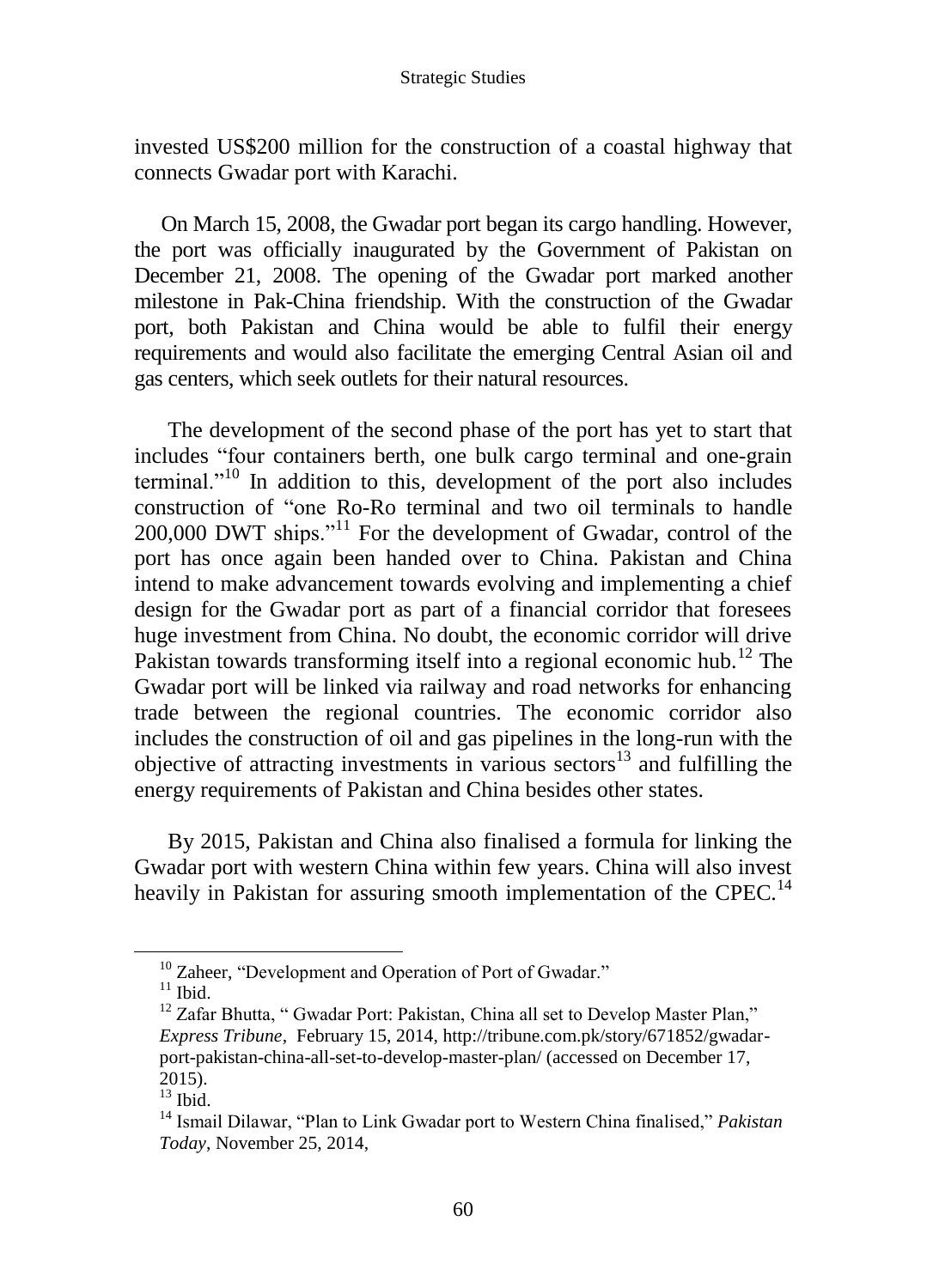invested US$200 million for the construction of a coastal highway that connects Gwadar port with Karachi.

On March 15, 2008, the Gwadar port began its cargo handling. However, the port was officially inaugurated by the Government of Pakistan on December 21, 2008. The opening of the Gwadar port marked another milestone in Pak-China friendship. With the construction of the Gwadar port, both Pakistan and China would be able to fulfil their energy requirements and would also facilitate the emerging Central Asian oil and gas centers, which seek outlets for their natural resources.

The development of the second phase of the port has yet to start that includes "four containers berth, one bulk cargo terminal and one-grain terminal."[10] In addition to this, development of the port also includes construction of "one Ro-Ro terminal and two oil terminals to handle 200,000 DWT ships."[11] For the development of Gwadar, control of the port has once again been handed over to China. Pakistan and China intend to make advancement towards evolving and implementing a chief design for the Gwadar port as part of a financial corridor that foresees huge investment from China. No doubt, the economic corridor will drive Pakistan towards transforming itself into a regional economic hub.[12] The Gwadar port will be linked via railway and road networks for enhancing trade between the regional countries. The economic corridor also includes the construction of oil and gas pipelines in the long-run with the objective of attracting investments in various sectors[13] and fulfilling the energy requirements of Pakistan and China besides other states.

By 2015, Pakistan and China also finalised a formula for linking the Gwadar port with western China within few years. China will also invest heavily in Pakistan for assuring smooth implementation of the CPEC.[14]

---

[10] Zaheer, "Development and Operation of Port of Gwadar."

[11] Ibid.

[12] Zafar Bhutta, " Gwadar Port: Pakistan, China all set to Develop Master Plan," *Express Tribune*, February 15, 2014, http://tribune.com.pk/story/671852/gwadar-port-pakistan-china-all-set-to-develop-master-plan/ (accessed on December 17, 2015).

[13] Ibid.

[14] Ismail Dilawar, "Plan to Link Gwadar port to Western China finalised," *Pakistan Today*, November 25, 2014,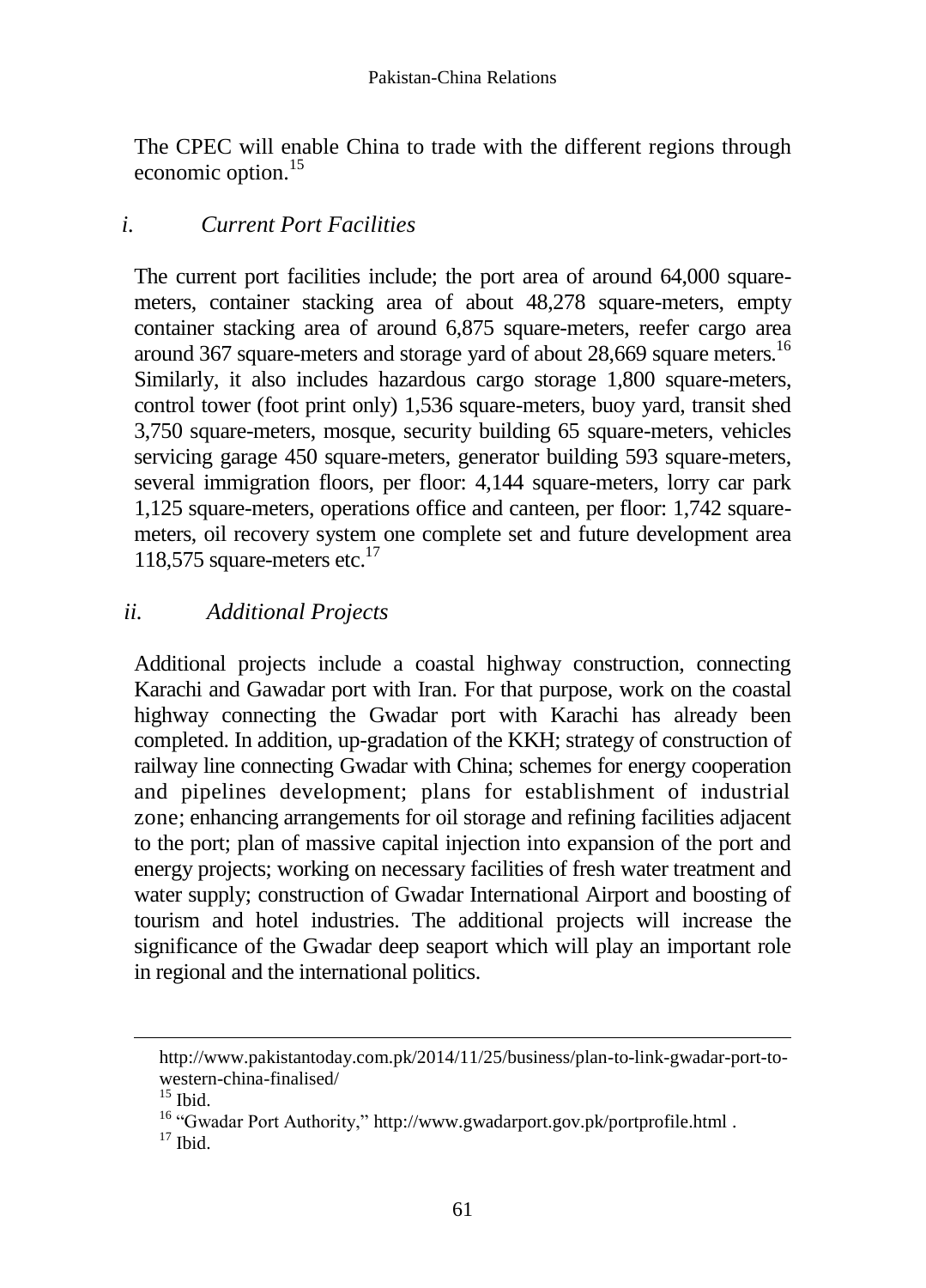The CPEC will enable China to trade with the different regions through economic option.[15]

### *i. Current Port Facilities*

The current port facilities include; the port area of around 64,000 square-meters, container stacking area of about 48,278 square-meters, empty container stacking area of around 6,875 square-meters, reefer cargo area around 367 square-meters and storage yard of about 28,669 square meters.[16] Similarly, it also includes hazardous cargo storage 1,800 square-meters, control tower (foot print only) 1,536 square-meters, buoy yard, transit shed 3,750 square-meters, mosque, security building 65 square-meters, vehicles servicing garage 450 square-meters, generator building 593 square-meters, several immigration floors, per floor: 4,144 square-meters, lorry car park 1,125 square-meters, operations office and canteen, per floor: 1,742 square-meters, oil recovery system one complete set and future development area 118,575 square-meters etc.[17]

### *ii. Additional Projects*

Additional projects include a coastal highway construction, connecting Karachi and Gawadar port with Iran. For that purpose, work on the coastal highway connecting the Gwadar port with Karachi has already been completed. In addition, up-gradation of the KKH; strategy of construction of railway line connecting Gwadar with China; schemes for energy cooperation and pipelines development; plans for establishment of industrial zone; enhancing arrangements for oil storage and refining facilities adjacent to the port; plan of massive capital injection into expansion of the port and energy projects; working on necessary facilities of fresh water treatment and water supply; construction of Gwadar International Airport and boosting of tourism and hotel industries. The additional projects will increase the significance of the Gwadar deep seaport which will play an important role in regional and the international politics.

---

http://www.pakistantoday.com.pk/2014/11/25/business/plan-to-link-gwadar-port-to-western-china-finalised/

[15] Ibid.

[16] "Gwadar Port Authority," http://www.gwadarport.gov.pk/portprofile.html .

[17] Ibid.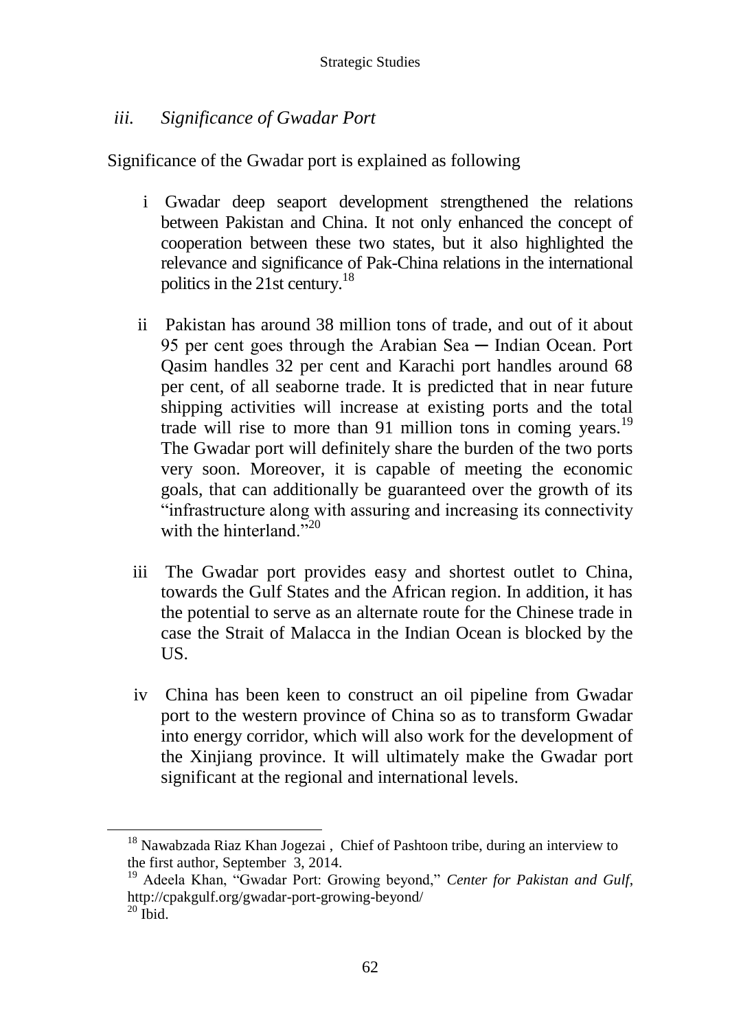### *iii. Significance of Gwadar Port*

Significance of the Gwadar port is explained as following

i Gwadar deep seaport development strengthened the relations between Pakistan and China. It not only enhanced the concept of cooperation between these two states, but it also highlighted the relevance and significance of Pak-China relations in the international politics in the 21st century.[18]

ii Pakistan has around 38 million tons of trade, and out of it about 95 per cent goes through the Arabian Sea ─ Indian Ocean. Port Qasim handles 32 per cent and Karachi port handles around 68 per cent, of all seaborne trade. It is predicted that in near future shipping activities will increase at existing ports and the total trade will rise to more than 91 million tons in coming years.[19] The Gwadar port will definitely share the burden of the two ports very soon. Moreover, it is capable of meeting the economic goals, that can additionally be guaranteed over the growth of its "infrastructure along with assuring and increasing its connectivity with the hinterland."[20]

iii The Gwadar port provides easy and shortest outlet to China, towards the Gulf States and the African region. In addition, it has the potential to serve as an alternate route for the Chinese trade in case the Strait of Malacca in the Indian Ocean is blocked by the US.

iv China has been keen to construct an oil pipeline from Gwadar port to the western province of China so as to transform Gwadar into energy corridor, which will also work for the development of the Xinjiang province. It will ultimately make the Gwadar port significant at the regional and international levels.

---

[18] Nawabzada Riaz Khan Jogezai , Chief of Pashtoon tribe, during an interview to the first author, September 3, 2014.

[19] Adeela Khan, "Gwadar Port: Growing beyond," *Center for Pakistan and Gulf*, http://cpakgulf.org/gwadar-port-growing-beyond/

[20] Ibid.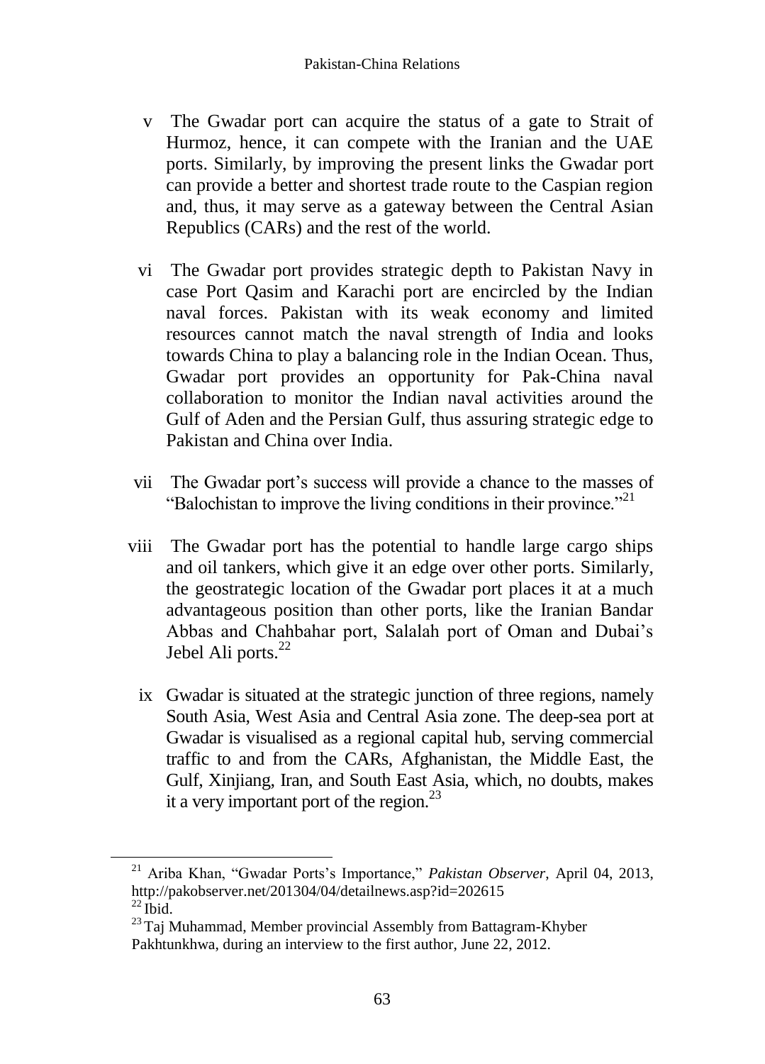v The Gwadar port can acquire the status of a gate to Strait of Hurmoz, hence, it can compete with the Iranian and the UAE ports. Similarly, by improving the present links the Gwadar port can provide a better and shortest trade route to the Caspian region and, thus, it may serve as a gateway between the Central Asian Republics (CARs) and the rest of the world.

vi The Gwadar port provides strategic depth to Pakistan Navy in case Port Qasim and Karachi port are encircled by the Indian naval forces. Pakistan with its weak economy and limited resources cannot match the naval strength of India and looks towards China to play a balancing role in the Indian Ocean. Thus, Gwadar port provides an opportunity for Pak-China naval collaboration to monitor the Indian naval activities around the Gulf of Aden and the Persian Gulf, thus assuring strategic edge to Pakistan and China over India.

vii The Gwadar port's success will provide a chance to the masses of "Balochistan to improve the living conditions in their province."[21]

viii The Gwadar port has the potential to handle large cargo ships and oil tankers, which give it an edge over other ports. Similarly, the geostrategic location of the Gwadar port places it at a much advantageous position than other ports, like the Iranian Bandar Abbas and Chahbahar port, Salalah port of Oman and Dubai's Jebel Ali ports.[22]

ix Gwadar is situated at the strategic junction of three regions, namely South Asia, West Asia and Central Asia zone. The deep-sea port at Gwadar is visualised as a regional capital hub, serving commercial traffic to and from the CARs, Afghanistan, the Middle East, the Gulf, Xinjiang, Iran, and South East Asia, which, no doubts, makes it a very important port of the region.[23]

---

[21] Ariba Khan, "Gwadar Ports's Importance," *Pakistan Observer*, April 04, 2013, http://pakobserver.net/201304/04/detailnews.asp?id=202615

[22] Ibid.

[23] Taj Muhammad, Member provincial Assembly from Battagram-Khyber Pakhtunkhwa, during an interview to the first author, June 22, 2012.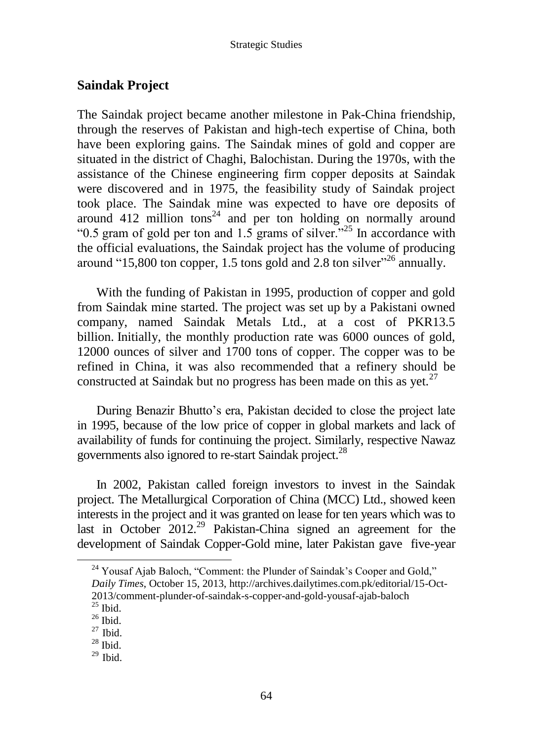## Saindak Project

The Saindak project became another milestone in Pak-China friendship, through the reserves of Pakistan and high-tech expertise of China, both have been exploring gains. The Saindak mines of gold and copper are situated in the district of Chaghi, Balochistan. During the 1970s, with the assistance of the Chinese engineering firm copper deposits at Saindak were discovered and in 1975, the feasibility study of Saindak project took place. The Saindak mine was expected to have ore deposits of around 412 million tons[24] and per ton holding on normally around "0.5 gram of gold per ton and 1.5 grams of silver."[25] In accordance with the official evaluations, the Saindak project has the volume of producing around "15,800 ton copper, 1.5 tons gold and 2.8 ton silver"[26] annually.

With the funding of Pakistan in 1995, production of copper and gold from Saindak mine started. The project was set up by a Pakistani owned company, named Saindak Metals Ltd., at a cost of PKR13.5 billion. Initially, the monthly production rate was 6000 ounces of gold, 12000 ounces of silver and 1700 tons of copper. The copper was to be refined in China, it was also recommended that a refinery should be constructed at Saindak but no progress has been made on this as yet.[27]

During Benazir Bhutto's era, Pakistan decided to close the project late in 1995, because of the low price of copper in global markets and lack of availability of funds for continuing the project. Similarly, respective Nawaz governments also ignored to re-start Saindak project.[28]

In 2002, Pakistan called foreign investors to invest in the Saindak project. The Metallurgical Corporation of China (MCC) Ltd., showed keen interests in the project and it was granted on lease for ten years which was to last in October 2012.[29] Pakistan-China signed an agreement for the development of Saindak Copper-Gold mine, later Pakistan gave five-year

---

[24] Yousaf Ajab Baloch, "Comment: the Plunder of Saindak's Cooper and Gold," *Daily Times*, October 15, 2013, http://archives.dailytimes.com.pk/editorial/15-Oct-2013/comment-plunder-of-saindak-s-copper-and-gold-yousaf-ajab-baloch

[25] Ibid.

[26] Ibid.

[27] Ibid.

[28] Ibid.

[29] Ibid.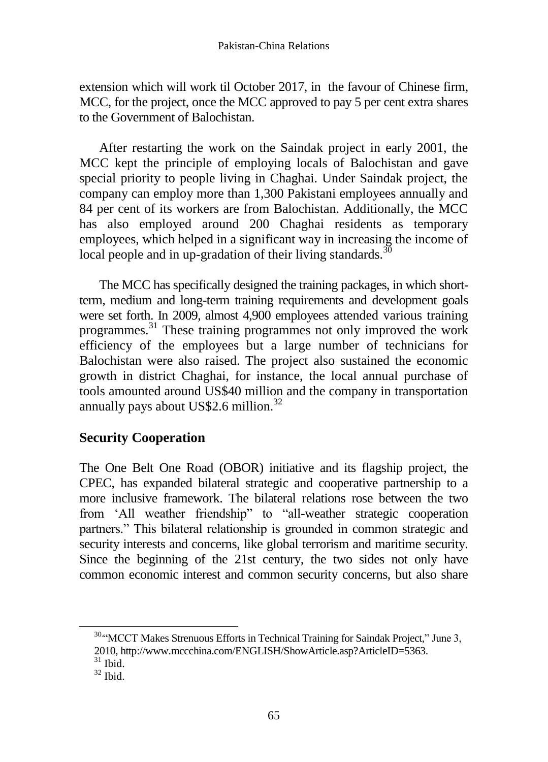extension which will work til October 2017, in the favour of Chinese firm, MCC, for the project, once the MCC approved to pay 5 per cent extra shares to the Government of Balochistan.

After restarting the work on the Saindak project in early 2001, the MCC kept the principle of employing locals of Balochistan and gave special priority to people living in Chaghai. Under Saindak project, the company can employ more than 1,300 Pakistani employees annually and 84 per cent of its workers are from Balochistan. Additionally, the MCC has also employed around 200 Chaghai residents as temporary employees, which helped in a significant way in increasing the income of local people and in up-gradation of their living standards.[30]

The MCC has specifically designed the training packages, in which short-term, medium and long-term training requirements and development goals were set forth. In 2009, almost 4,900 employees attended various training programmes.[31] These training programmes not only improved the work efficiency of the employees but a large number of technicians for Balochistan were also raised. The project also sustained the economic growth in district Chaghai, for instance, the local annual purchase of tools amounted around US$40 million and the company in transportation annually pays about US$2.6 million.[32]

## Security Cooperation

The One Belt One Road (OBOR) initiative and its flagship project, the CPEC, has expanded bilateral strategic and cooperative partnership to a more inclusive framework. The bilateral relations rose between the two from 'All weather friendship" to "all-weather strategic cooperation partners." This bilateral relationship is grounded in common strategic and security interests and concerns, like global terrorism and maritime security. Since the beginning of the 21st century, the two sides not only have common economic interest and common security concerns, but also share

---

[30] "MCCT Makes Strenuous Efforts in Technical Training for Saindak Project," June 3, 2010, http://www.mccchina.com/ENGLISH/ShowArticle.asp?ArticleID=5363.

[31] Ibid.

[32] Ibid.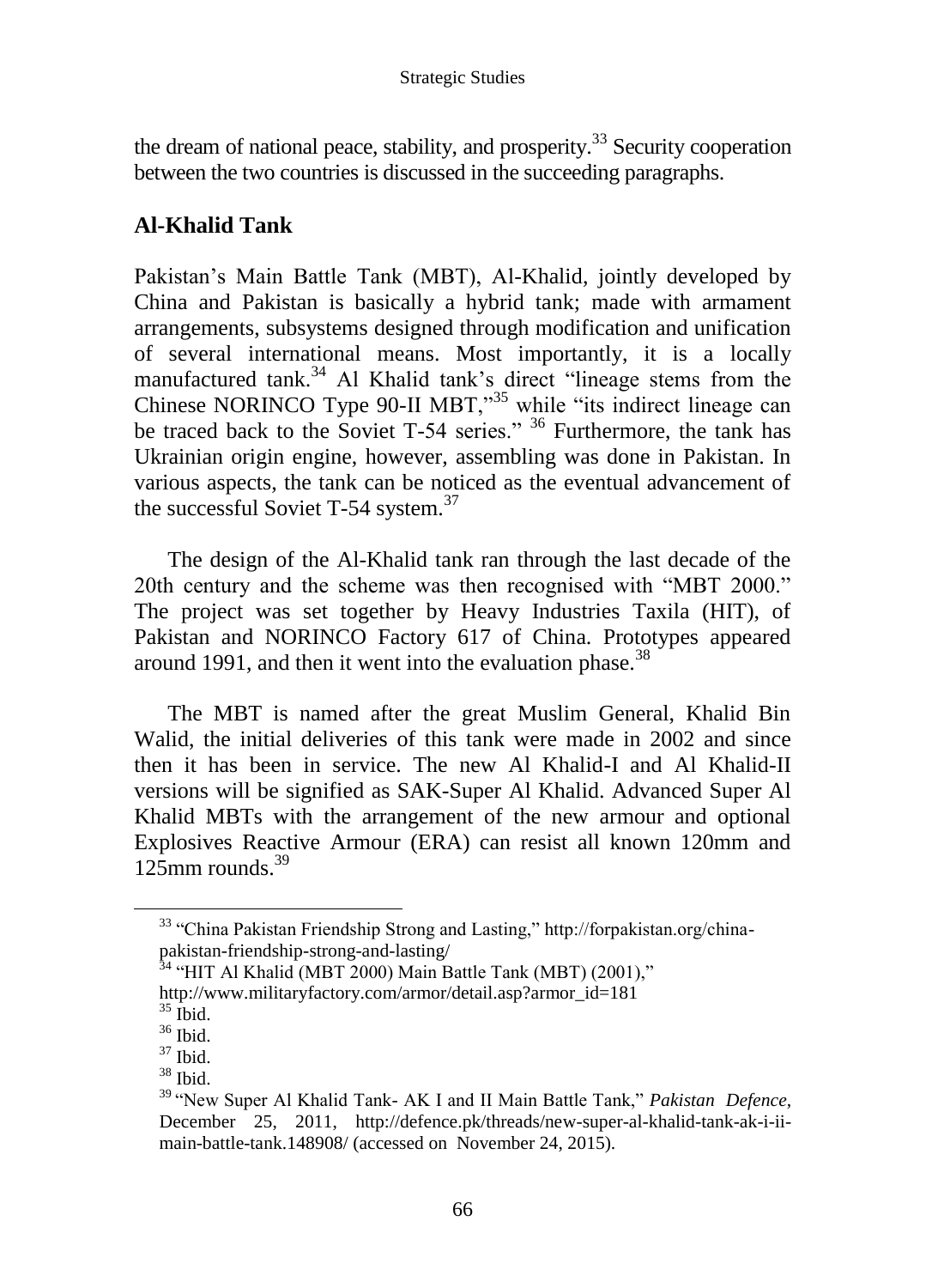the dream of national peace, stability, and prosperity.[33] Security cooperation between the two countries is discussed in the succeeding paragraphs.

## Al-Khalid Tank

Pakistan's Main Battle Tank (MBT), Al-Khalid, jointly developed by China and Pakistan is basically a hybrid tank; made with armament arrangements, subsystems designed through modification and unification of several international means. Most importantly, it is a locally manufactured tank.[34] Al Khalid tank's direct "lineage stems from the Chinese NORINCO Type 90-II MBT,"[35] while "its indirect lineage can be traced back to the Soviet T-54 series." [36] Furthermore, the tank has Ukrainian origin engine, however, assembling was done in Pakistan. In various aspects, the tank can be noticed as the eventual advancement of the successful Soviet T-54 system.[37]

The design of the Al-Khalid tank ran through the last decade of the 20th century and the scheme was then recognised with "MBT 2000." The project was set together by Heavy Industries Taxila (HIT), of Pakistan and NORINCO Factory 617 of China. Prototypes appeared around 1991, and then it went into the evaluation phase.[38]

The MBT is named after the great Muslim General, Khalid Bin Walid, the initial deliveries of this tank were made in 2002 and since then it has been in service. The new Al Khalid-I and Al Khalid-II versions will be signified as SAK-Super Al Khalid. Advanced Super Al Khalid MBTs with the arrangement of the new armour and optional Explosives Reactive Armour (ERA) can resist all known 120mm and 125mm rounds.[39]

---

[33] "China Pakistan Friendship Strong and Lasting," http://forpakistan.org/china-pakistan-friendship-strong-and-lasting/

[34] "HIT Al Khalid (MBT 2000) Main Battle Tank (MBT) (2001)," http://www.militaryfactory.com/armor/detail.asp?armor_id=181

[35] Ibid.

[36] Ibid.

[37] Ibid.

[38] Ibid.

[39] "New Super Al Khalid Tank- AK I and II Main Battle Tank," *Pakistan Defence*, December 25, 2011, http://defence.pk/threads/new-super-al-khalid-tank-ak-i-ii-main-battle-tank.148908/ (accessed on November 24, 2015).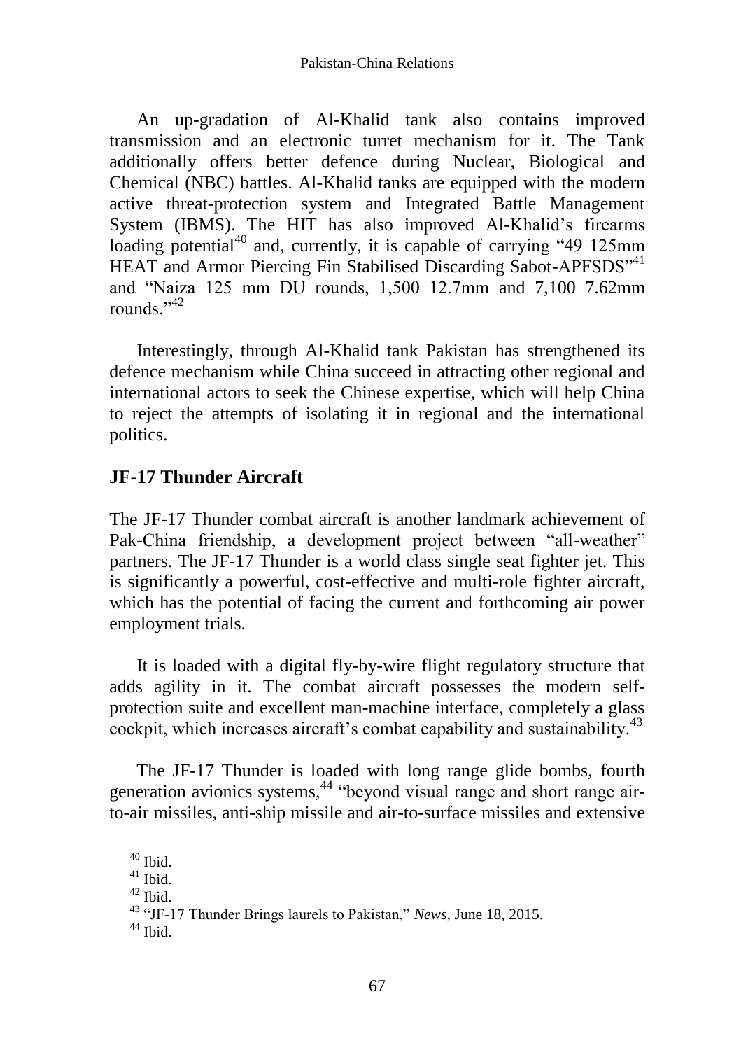An up-gradation of Al-Khalid tank also contains improved transmission and an electronic turret mechanism for it. The Tank additionally offers better defence during Nuclear, Biological and Chemical (NBC) battles. Al-Khalid tanks are equipped with the modern active threat-protection system and Integrated Battle Management System (IBMS). The HIT has also improved Al-Khalid's firearms loading potential[40] and, currently, it is capable of carrying "49 125mm HEAT and Armor Piercing Fin Stabilised Discarding Sabot-APFSDS"[41] and "Naiza 125 mm DU rounds, 1,500 12.7mm and 7,100 7.62mm rounds."[42]

Interestingly, through Al-Khalid tank Pakistan has strengthened its defence mechanism while China succeed in attracting other regional and international actors to seek the Chinese expertise, which will help China to reject the attempts of isolating it in regional and the international politics.

## JF-17 Thunder Aircraft

The JF-17 Thunder combat aircraft is another landmark achievement of Pak-China friendship, a development project between "all-weather" partners. The JF-17 Thunder is a world class single seat fighter jet. This is significantly a powerful, cost-effective and multi-role fighter aircraft, which has the potential of facing the current and forthcoming air power employment trials.

It is loaded with a digital fly-by-wire flight regulatory structure that adds agility in it. The combat aircraft possesses the modern self-protection suite and excellent man-machine interface, completely a glass cockpit, which increases aircraft's combat capability and sustainability.[43]

The JF-17 Thunder is loaded with long range glide bombs, fourth generation avionics systems,[44] "beyond visual range and short range air-to-air missiles, anti-ship missile and air-to-surface missiles and extensive

[40] Ibid.

[41] Ibid.

[42] Ibid.

[43] "JF-17 Thunder Brings laurels to Pakistan," *News*, June 18, 2015.

[44] Ibid.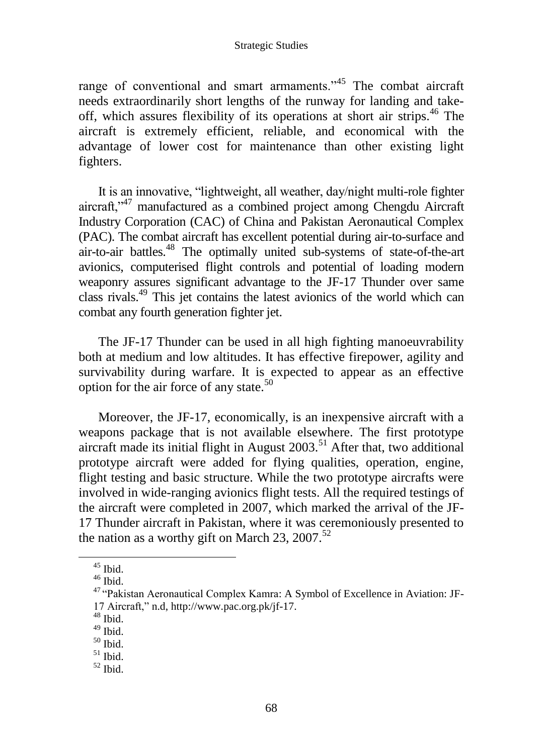range of conventional and smart armaments."[45] The combat aircraft needs extraordinarily short lengths of the runway for landing and take-off, which assures flexibility of its operations at short air strips.[46] The aircraft is extremely efficient, reliable, and economical with the advantage of lower cost for maintenance than other existing light fighters.

It is an innovative, "lightweight, all weather, day/night multi-role fighter aircraft,"[47] manufactured as a combined project among Chengdu Aircraft Industry Corporation (CAC) of China and Pakistan Aeronautical Complex (PAC). The combat aircraft has excellent potential during air-to-surface and air-to-air battles.[48] The optimally united sub-systems of state-of-the-art avionics, computerised flight controls and potential of loading modern weaponry assures significant advantage to the JF-17 Thunder over same class rivals.[49] This jet contains the latest avionics of the world which can combat any fourth generation fighter jet.

The JF-17 Thunder can be used in all high fighting manoeuvrability both at medium and low altitudes. It has effective firepower, agility and survivability during warfare. It is expected to appear as an effective option for the air force of any state.[50]

Moreover, the JF-17, economically, is an inexpensive aircraft with a weapons package that is not available elsewhere. The first prototype aircraft made its initial flight in August 2003.[51] After that, two additional prototype aircraft were added for flying qualities, operation, engine, flight testing and basic structure. While the two prototype aircrafts were involved in wide-ranging avionics flight tests. All the required testings of the aircraft were completed in 2007, which marked the arrival of the JF-17 Thunder aircraft in Pakistan, where it was ceremoniously presented to the nation as a worthy gift on March 23, 2007.[52]

---

[45] Ibid.

[46] Ibid.

[47] "Pakistan Aeronautical Complex Kamra: A Symbol of Excellence in Aviation: JF-17 Aircraft," n.d, http://www.pac.org.pk/jf-17.

[48] Ibid.

[49] Ibid.

[50] Ibid.

[51] Ibid.

[52] Ibid.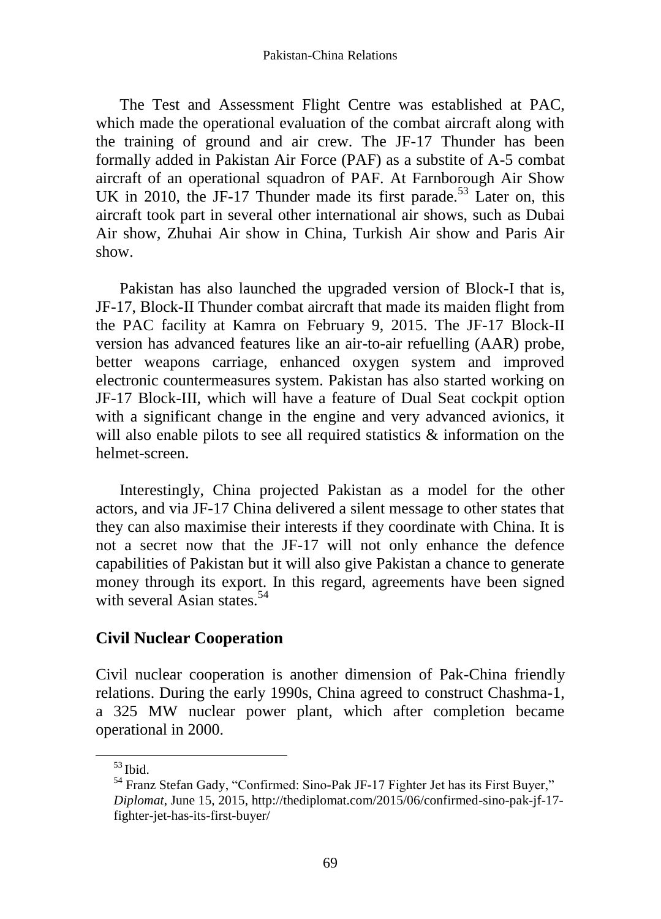The Test and Assessment Flight Centre was established at PAC, which made the operational evaluation of the combat aircraft along with the training of ground and air crew. The JF-17 Thunder has been formally added in Pakistan Air Force (PAF) as a substite of A-5 combat aircraft of an operational squadron of PAF. At Farnborough Air Show UK in 2010, the JF-17 Thunder made its first parade.[53] Later on, this aircraft took part in several other international air shows, such as Dubai Air show, Zhuhai Air show in China, Turkish Air show and Paris Air show.

Pakistan has also launched the upgraded version of Block-I that is, JF-17, Block-II Thunder combat aircraft that made its maiden flight from the PAC facility at Kamra on February 9, 2015. The JF-17 Block-II version has advanced features like an air-to-air refuelling (AAR) probe, better weapons carriage, enhanced oxygen system and improved electronic countermeasures system. Pakistan has also started working on JF-17 Block-III, which will have a feature of Dual Seat cockpit option with a significant change in the engine and very advanced avionics, it will also enable pilots to see all required statistics & information on the helmet-screen.

Interestingly, China projected Pakistan as a model for the other actors, and via JF-17 China delivered a silent message to other states that they can also maximise their interests if they coordinate with China. It is not a secret now that the JF-17 will not only enhance the defence capabilities of Pakistan but it will also give Pakistan a chance to generate money through its export. In this regard, agreements have been signed with several Asian states.[54]

## Civil Nuclear Cooperation

Civil nuclear cooperation is another dimension of Pak-China friendly relations. During the early 1990s, China agreed to construct Chashma-1, a 325 MW nuclear power plant, which after completion became operational in 2000.

---

[53] Ibid.

[54] Franz Stefan Gady, "Confirmed: Sino-Pak JF-17 Fighter Jet has its First Buyer," *Diplomat*, June 15, 2015, http://thediplomat.com/2015/06/confirmed-sino-pak-jf-17-fighter-jet-has-its-first-buyer/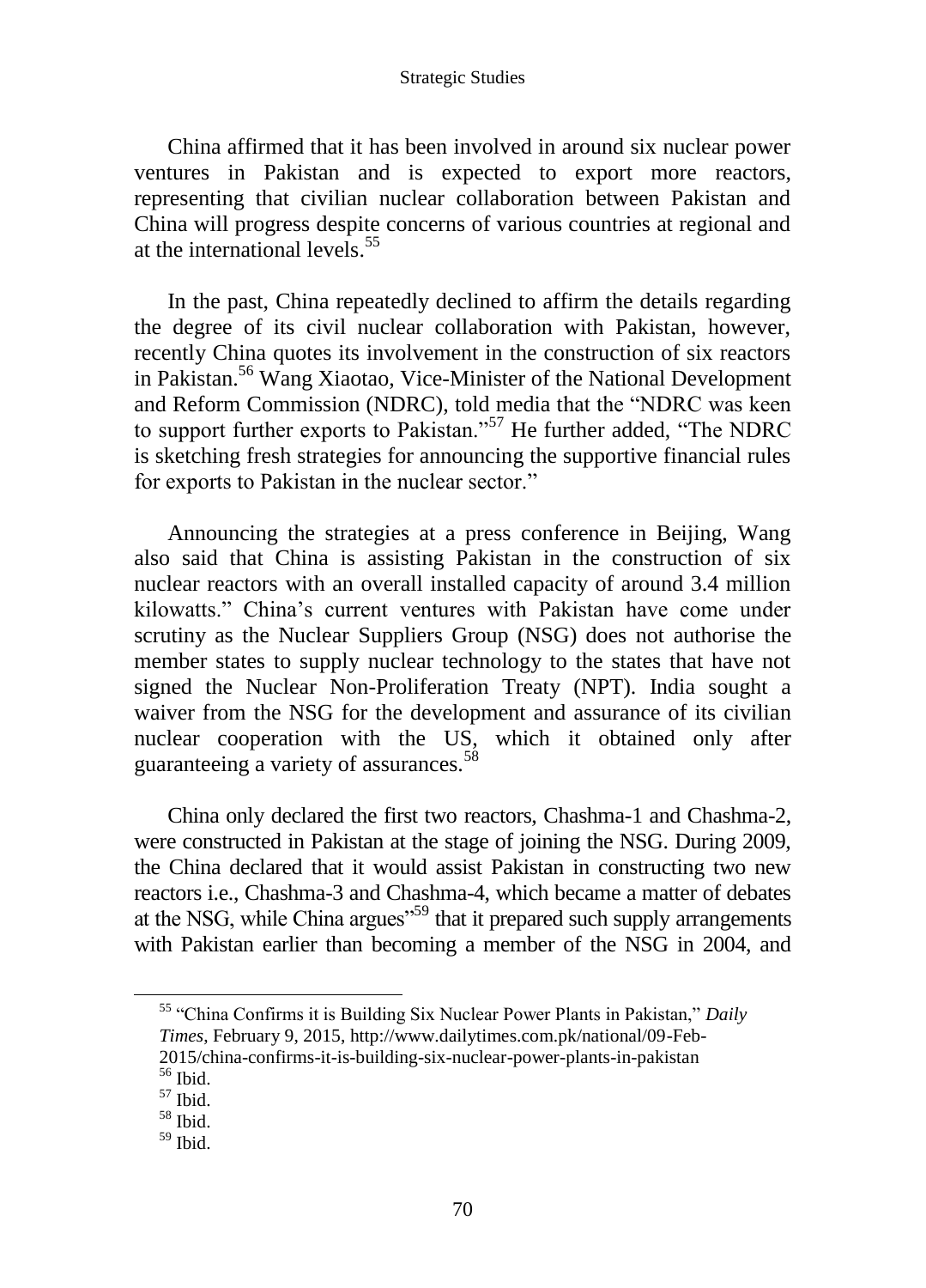China affirmed that it has been involved in around six nuclear power ventures in Pakistan and is expected to export more reactors, representing that civilian nuclear collaboration between Pakistan and China will progress despite concerns of various countries at regional and at the international levels.[55]

In the past, China repeatedly declined to affirm the details regarding the degree of its civil nuclear collaboration with Pakistan, however, recently China quotes its involvement in the construction of six reactors in Pakistan.[56] Wang Xiaotao, Vice-Minister of the National Development and Reform Commission (NDRC), told media that the "NDRC was keen to support further exports to Pakistan."[57] He further added, "The NDRC is sketching fresh strategies for announcing the supportive financial rules for exports to Pakistan in the nuclear sector."

Announcing the strategies at a press conference in Beijing, Wang also said that China is assisting Pakistan in the construction of six nuclear reactors with an overall installed capacity of around 3.4 million kilowatts." China's current ventures with Pakistan have come under scrutiny as the Nuclear Suppliers Group (NSG) does not authorise the member states to supply nuclear technology to the states that have not signed the Nuclear Non-Proliferation Treaty (NPT). India sought a waiver from the NSG for the development and assurance of its civilian nuclear cooperation with the US, which it obtained only after guaranteeing a variety of assurances.[58]

China only declared the first two reactors, Chashma-1 and Chashma-2, were constructed in Pakistan at the stage of joining the NSG. During 2009, the China declared that it would assist Pakistan in constructing two new reactors i.e., Chashma-3 and Chashma-4, which became a matter of debates at the NSG, while China argues"[59] that it prepared such supply arrangements with Pakistan earlier than becoming a member of the NSG in 2004, and

---

[55] "China Confirms it is Building Six Nuclear Power Plants in Pakistan," *Daily Times*, February 9, 2015, http://www.dailytimes.com.pk/national/09-Feb-2015/china-confirms-it-is-building-six-nuclear-power-plants-in-pakistan

[56] Ibid.

[57] Ibid.

[58] Ibid.

[59] Ibid.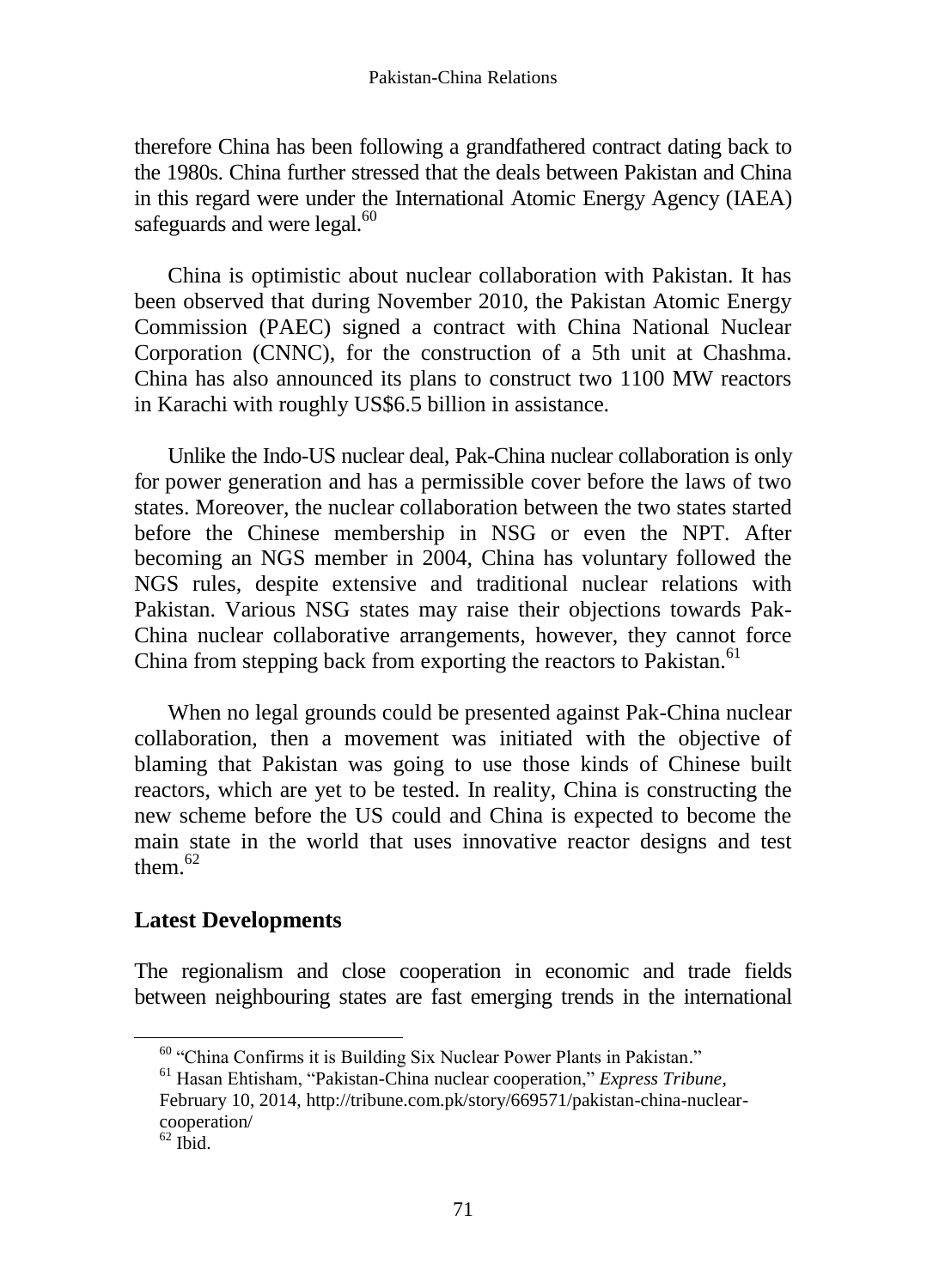therefore China has been following a grandfathered contract dating back to the 1980s. China further stressed that the deals between Pakistan and China in this regard were under the International Atomic Energy Agency (IAEA) safeguards and were legal.[60]

China is optimistic about nuclear collaboration with Pakistan. It has been observed that during November 2010, the Pakistan Atomic Energy Commission (PAEC) signed a contract with China National Nuclear Corporation (CNNC), for the construction of a 5th unit at Chashma. China has also announced its plans to construct two 1100 MW reactors in Karachi with roughly US$6.5 billion in assistance.

Unlike the Indo-US nuclear deal, Pak-China nuclear collaboration is only for power generation and has a permissible cover before the laws of two states. Moreover, the nuclear collaboration between the two states started before the Chinese membership in NSG or even the NPT. After becoming an NGS member in 2004, China has voluntary followed the NGS rules, despite extensive and traditional nuclear relations with Pakistan. Various NSG states may raise their objections towards Pak-China nuclear collaborative arrangements, however, they cannot force China from stepping back from exporting the reactors to Pakistan.[61]

When no legal grounds could be presented against Pak-China nuclear collaboration, then a movement was initiated with the objective of blaming that Pakistan was going to use those kinds of Chinese built reactors, which are yet to be tested. In reality, China is constructing the new scheme before the US could and China is expected to become the main state in the world that uses innovative reactor designs and test them.[62]

## Latest Developments

The regionalism and close cooperation in economic and trade fields between neighbouring states are fast emerging trends in the international

---

[60] "China Confirms it is Building Six Nuclear Power Plants in Pakistan."

[61] Hasan Ehtisham, "Pakistan-China nuclear cooperation," *Express Tribune*, February 10, 2014, http://tribune.com.pk/story/669571/pakistan-china-nuclear-cooperation/

[62] Ibid.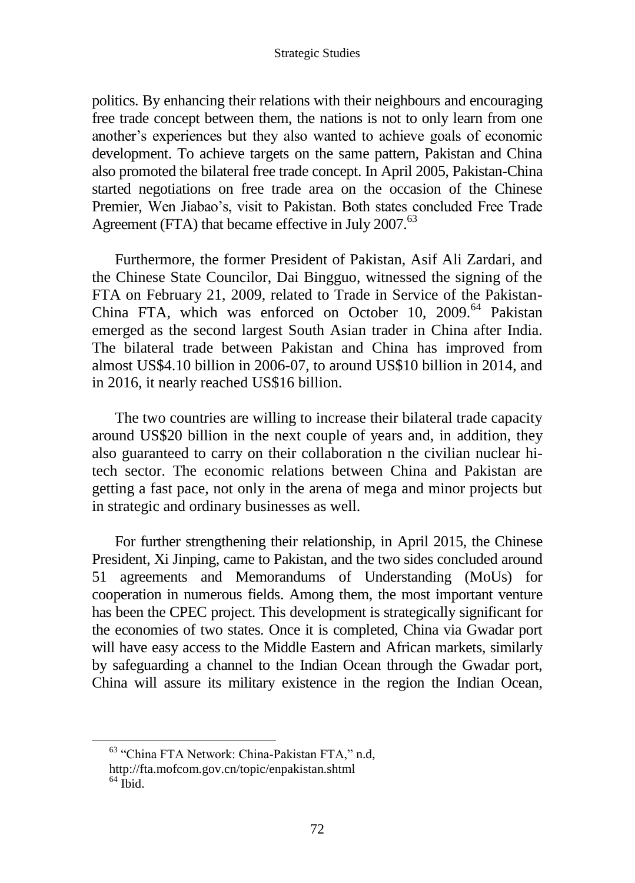politics. By enhancing their relations with their neighbours and encouraging free trade concept between them, the nations is not to only learn from one another's experiences but they also wanted to achieve goals of economic development. To achieve targets on the same pattern, Pakistan and China also promoted the bilateral free trade concept. In April 2005, Pakistan-China started negotiations on free trade area on the occasion of the Chinese Premier, Wen Jiabao's, visit to Pakistan. Both states concluded Free Trade Agreement (FTA) that became effective in July 2007.[63]

Furthermore, the former President of Pakistan, Asif Ali Zardari, and the Chinese State Councilor, Dai Bingguo, witnessed the signing of the FTA on February 21, 2009, related to Trade in Service of the Pakistan-China FTA, which was enforced on October 10, 2009.[64] Pakistan emerged as the second largest South Asian trader in China after India. The bilateral trade between Pakistan and China has improved from almost US$4.10 billion in 2006-07, to around US$10 billion in 2014, and in 2016, it nearly reached US$16 billion.

The two countries are willing to increase their bilateral trade capacity around US$20 billion in the next couple of years and, in addition, they also guaranteed to carry on their collaboration n the civilian nuclear hi-tech sector. The economic relations between China and Pakistan are getting a fast pace, not only in the arena of mega and minor projects but in strategic and ordinary businesses as well.

For further strengthening their relationship, in April 2015, the Chinese President, Xi Jinping, came to Pakistan, and the two sides concluded around 51 agreements and Memorandums of Understanding (MoUs) for cooperation in numerous fields. Among them, the most important venture has been the CPEC project. This development is strategically significant for the economies of two states. Once it is completed, China via Gwadar port will have easy access to the Middle Eastern and African markets, similarly by safeguarding a channel to the Indian Ocean through the Gwadar port, China will assure its military existence in the region the Indian Ocean,

---

[63] "China FTA Network: China-Pakistan FTA," n.d, http://fta.mofcom.gov.cn/topic/enpakistan.shtml

[64] Ibid.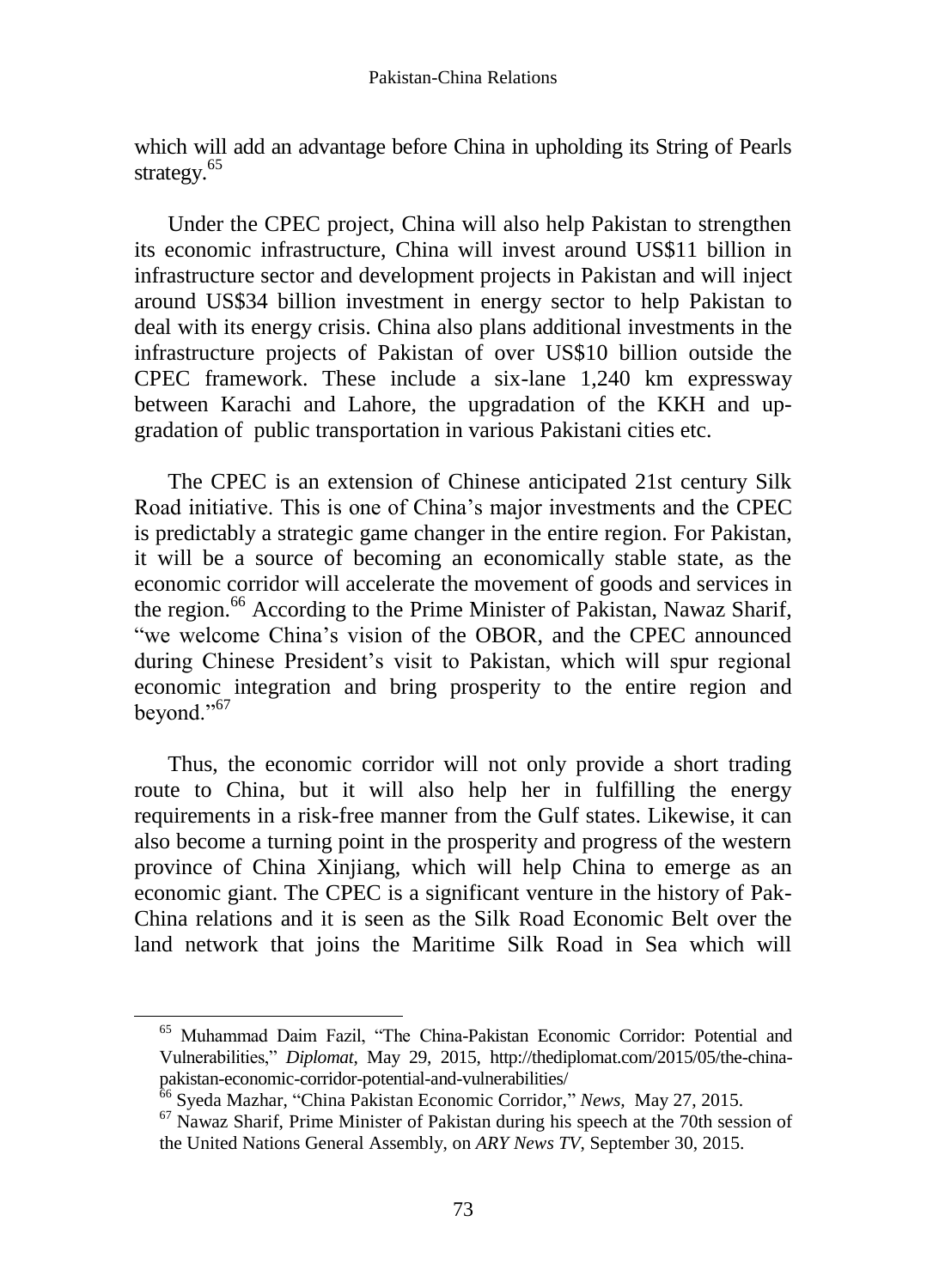which will add an advantage before China in upholding its String of Pearls strategy.[65]

Under the CPEC project, China will also help Pakistan to strengthen its economic infrastructure, China will invest around US$11 billion in infrastructure sector and development projects in Pakistan and will inject around US$34 billion investment in energy sector to help Pakistan to deal with its energy crisis. China also plans additional investments in the infrastructure projects of Pakistan of over US$10 billion outside the CPEC framework. These include a six-lane 1,240 km expressway between Karachi and Lahore, the upgradation of the KKH and up-gradation of public transportation in various Pakistani cities etc.

The CPEC is an extension of Chinese anticipated 21st century Silk Road initiative. This is one of China's major investments and the CPEC is predictably a strategic game changer in the entire region. For Pakistan, it will be a source of becoming an economically stable state, as the economic corridor will accelerate the movement of goods and services in the region.[66] According to the Prime Minister of Pakistan, Nawaz Sharif, "we welcome China's vision of the OBOR, and the CPEC announced during Chinese President's visit to Pakistan, which will spur regional economic integration and bring prosperity to the entire region and beyond."[67]

Thus, the economic corridor will not only provide a short trading route to China, but it will also help her in fulfilling the energy requirements in a risk-free manner from the Gulf states. Likewise, it can also become a turning point in the prosperity and progress of the western province of China Xinjiang, which will help China to emerge as an economic giant. The CPEC is a significant venture in the history of Pak-China relations and it is seen as the Silk Road Economic Belt over the land network that joins the Maritime Silk Road in Sea which will

---

[65] Muhammad Daim Fazil, "The China-Pakistan Economic Corridor: Potential and Vulnerabilities," *Diplomat*, May 29, 2015, http://thediplomat.com/2015/05/the-china-pakistan-economic-corridor-potential-and-vulnerabilities/

[66] Syeda Mazhar, "China Pakistan Economic Corridor," *News*, May 27, 2015.

[67] Nawaz Sharif, Prime Minister of Pakistan during his speech at the 70th session of the United Nations General Assembly, on *ARY News TV*, September 30, 2015.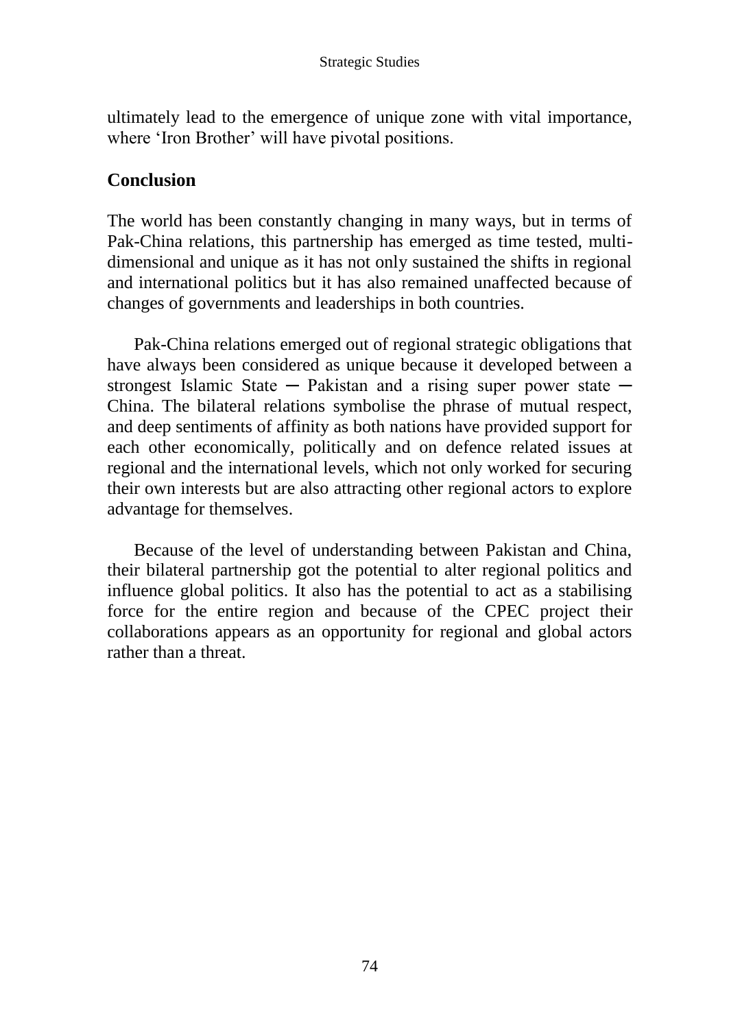ultimately lead to the emergence of unique zone with vital importance, where 'Iron Brother' will have pivotal positions.

## Conclusion

The world has been constantly changing in many ways, but in terms of Pak-China relations, this partnership has emerged as time tested, multi-dimensional and unique as it has not only sustained the shifts in regional and international politics but it has also remained unaffected because of changes of governments and leaderships in both countries.

Pak-China relations emerged out of regional strategic obligations that have always been considered as unique because it developed between a strongest Islamic State ─ Pakistan and a rising super power state ─ China. The bilateral relations symbolise the phrase of mutual respect, and deep sentiments of affinity as both nations have provided support for each other economically, politically and on defence related issues at regional and the international levels, which not only worked for securing their own interests but are also attracting other regional actors to explore advantage for themselves.

Because of the level of understanding between Pakistan and China, their bilateral partnership got the potential to alter regional politics and influence global politics. It also has the potential to act as a stabilising force for the entire region and because of the CPEC project their collaborations appears as an opportunity for regional and global actors rather than a threat.